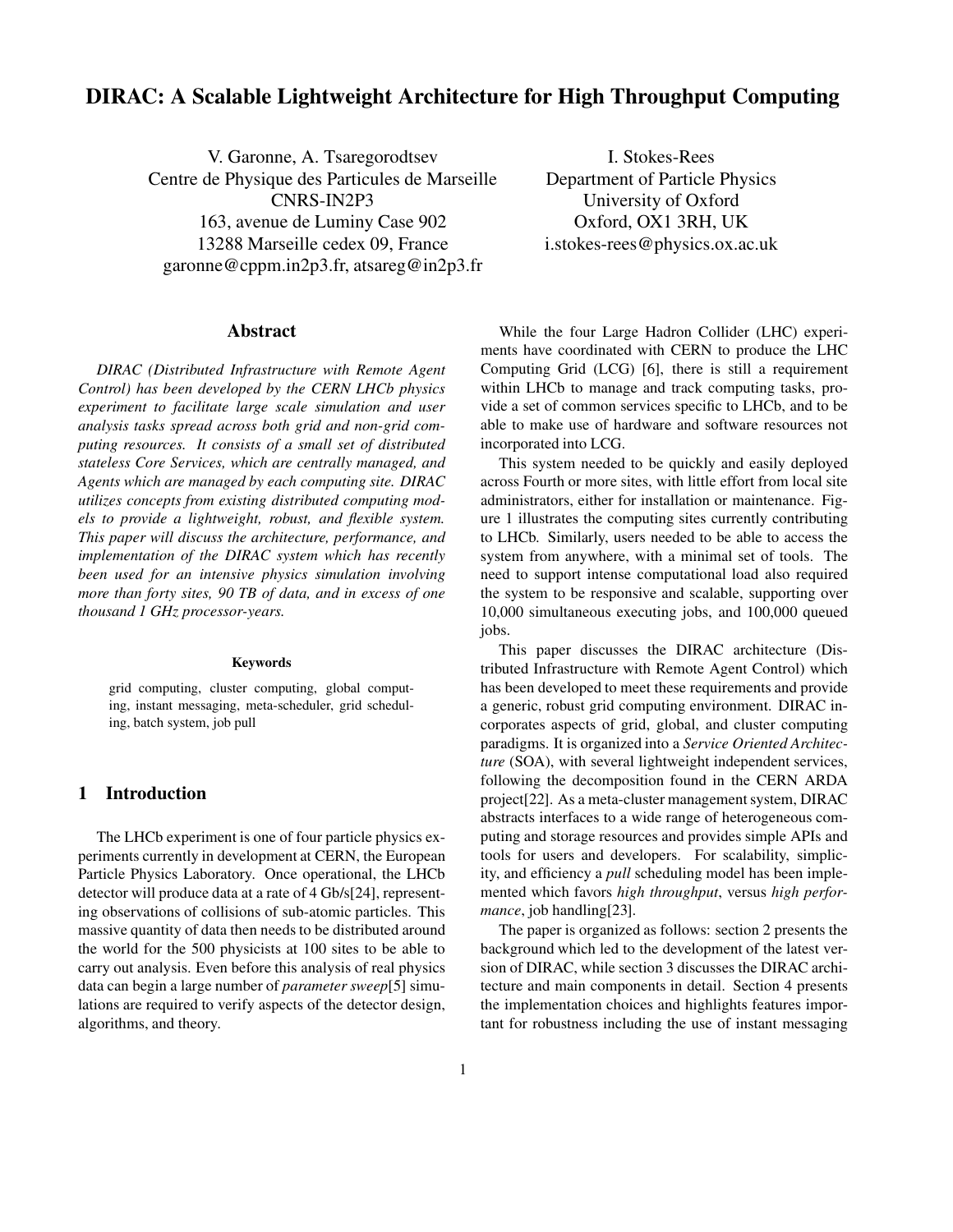# DIRAC: A Scalable Lightweight Architecture for High Throughput Computing

V. Garonne, A. Tsaregorodtsev
Centre de Physique des Particules de Marseille
CNRS-IN2P3
163, avenue de Luminy Case 902
13288 Marseille cedex 09, France
garonne@cppm.in2p3.fr, atsareg@in2p3.fr

I. Stokes-Rees
Department of Particle Physics
University of Oxford
Oxford, OX1 3RH, UK
i.stokes-rees@physics.ox.ac.uk

## Abstract

*DIRAC (Distributed Infrastructure with Remote Agent Control) has been developed by the CERN LHCb physics experiment to facilitate large scale simulation and user analysis tasks spread across both grid and non-grid computing resources. It consists of a small set of distributed stateless Core Services, which are centrally managed, and Agents which are managed by each computing site. DIRAC utilizes concepts from existing distributed computing models to provide a lightweight, robust, and flexible system. This paper will discuss the architecture, performance, and implementation of the DIRAC system which has recently been used for an intensive physics simulation involving more than forty sites, 90 TB of data, and in excess of one thousand 1 GHz processor-years.*

#### Keywords

grid computing, cluster computing, global computing, instant messaging, meta-scheduler, grid scheduling, batch system, job pull

## 1 Introduction

The LHCb experiment is one of four particle physics experiments currently in development at CERN, the European Particle Physics Laboratory. Once operational, the LHCb detector will produce data at a rate of 4 Gb/s[24], representing observations of collisions of sub-atomic particles. This massive quantity of data then needs to be distributed around the world for the 500 physicists at 100 sites to be able to carry out analysis. Even before this analysis of real physics data can begin a large number of *parameter sweep*[5] simulations are required to verify aspects of the detector design, algorithms, and theory.

While the four Large Hadron Collider (LHC) experiments have coordinated with CERN to produce the LHC Computing Grid (LCG) [6], there is still a requirement within LHCb to manage and track computing tasks, provide a set of common services specific to LHCb, and to be able to make use of hardware and software resources not incorporated into LCG.

This system needed to be quickly and easily deployed across Fourth or more sites, with little effort from local site administrators, either for installation or maintenance. Figure 1 illustrates the computing sites currently contributing to LHCb. Similarly, users needed to be able to access the system from anywhere, with a minimal set of tools. The need to support intense computational load also required the system to be responsive and scalable, supporting over 10,000 simultaneous executing jobs, and 100,000 queued jobs.

This paper discusses the DIRAC architecture (Distributed Infrastructure with Remote Agent Control) which has been developed to meet these requirements and provide a generic, robust grid computing environment. DIRAC incorporates aspects of grid, global, and cluster computing paradigms. It is organized into a *Service Oriented Architecture* (SOA), with several lightweight independent services, following the decomposition found in the CERN ARDA project[22]. As a meta-cluster management system, DIRAC abstracts interfaces to a wide range of heterogeneous computing and storage resources and provides simple APIs and tools for users and developers. For scalability, simplicity, and efficiency a *pull* scheduling model has been implemented which favors *high throughput*, versus *high performance*, job handling[23].

The paper is organized as follows: section 2 presents the background which led to the development of the latest version of DIRAC, while section 3 discusses the DIRAC architecture and main components in detail. Section 4 presents the implementation choices and highlights features important for robustness including the use of instant messaging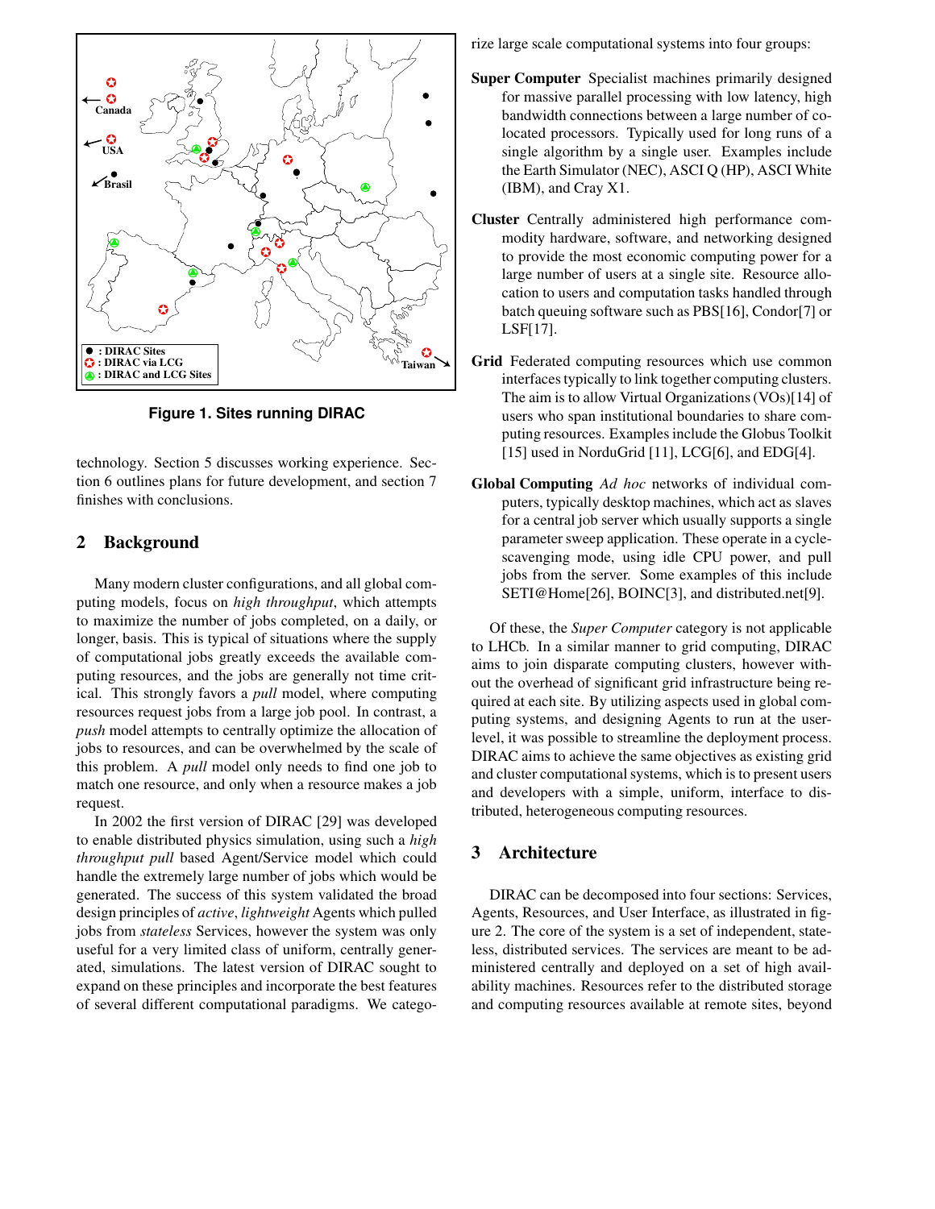Figure 1. Sites running DIRAC

technology. Section 5 discusses working experience. Section 6 outlines plans for future development, and section 7 finishes with conclusions.

## 2 Background

Many modern cluster configurations, and all global computing models, focus on *high throughput*, which attempts to maximize the number of jobs completed, on a daily, or longer, basis. This is typical of situations where the supply of computational jobs greatly exceeds the available computing resources, and the jobs are generally not time critical. This strongly favors a *pull* model, where computing resources request jobs from a large job pool. In contrast, a *push* model attempts to centrally optimize the allocation of jobs to resources, and can be overwhelmed by the scale of this problem. A *pull* model only needs to find one job to match one resource, and only when a resource makes a job request.

In 2002 the first version of DIRAC [29] was developed to enable distributed physics simulation, using such a *high throughput pull* based Agent/Service model which could handle the extremely large number of jobs which would be generated. The success of this system validated the broad design principles of *active*, *lightweight* Agents which pulled jobs from *stateless* Services, however the system was only useful for a very limited class of uniform, centrally generated, simulations. The latest version of DIRAC sought to expand on these principles and incorporate the best features of several different computational paradigms. We categorize large scale computational systems into four groups:

**Super Computer** Specialist machines primarily designed for massive parallel processing with low latency, high bandwidth connections between a large number of co-located processors. Typically used for long runs of a single algorithm by a single user. Examples include the Earth Simulator (NEC), ASCI Q (HP), ASCI White (IBM), and Cray X1.

**Cluster** Centrally administered high performance commodity hardware, software, and networking designed to provide the most economic computing power for a large number of users at a single site. Resource allocation to users and computation tasks handled through batch queuing software such as PBS[16], Condor[7] or LSF[17].

**Grid** Federated computing resources which use common interfaces typically to link together computing clusters. The aim is to allow Virtual Organizations (VOs)[14] of users who span institutional boundaries to share computing resources. Examples include the Globus Toolkit [15] used in NorduGrid [11], LCG[6], and EDG[4].

**Global Computing** *Ad hoc* networks of individual computers, typically desktop machines, which act as slaves for a central job server which usually supports a single parameter sweep application. These operate in a cycle-scavenging mode, using idle CPU power, and pull jobs from the server. Some examples of this include SETI@Home[26], BOINC[3], and distributed.net[9].

Of these, the *Super Computer* category is not applicable to LHCb. In a similar manner to grid computing, DIRAC aims to join disparate computing clusters, however without the overhead of significant grid infrastructure being required at each site. By utilizing aspects used in global computing systems, and designing Agents to run at the user-level, it was possible to streamline the deployment process. DIRAC aims to achieve the same objectives as existing grid and cluster computational systems, which is to present users and developers with a simple, uniform, interface to distributed, heterogeneous computing resources.

## 3 Architecture

DIRAC can be decomposed into four sections: Services, Agents, Resources, and User Interface, as illustrated in figure 2. The core of the system is a set of independent, stateless, distributed services. The services are meant to be administered centrally and deployed on a set of high availability machines. Resources refer to the distributed storage and computing resources available at remote sites, beyond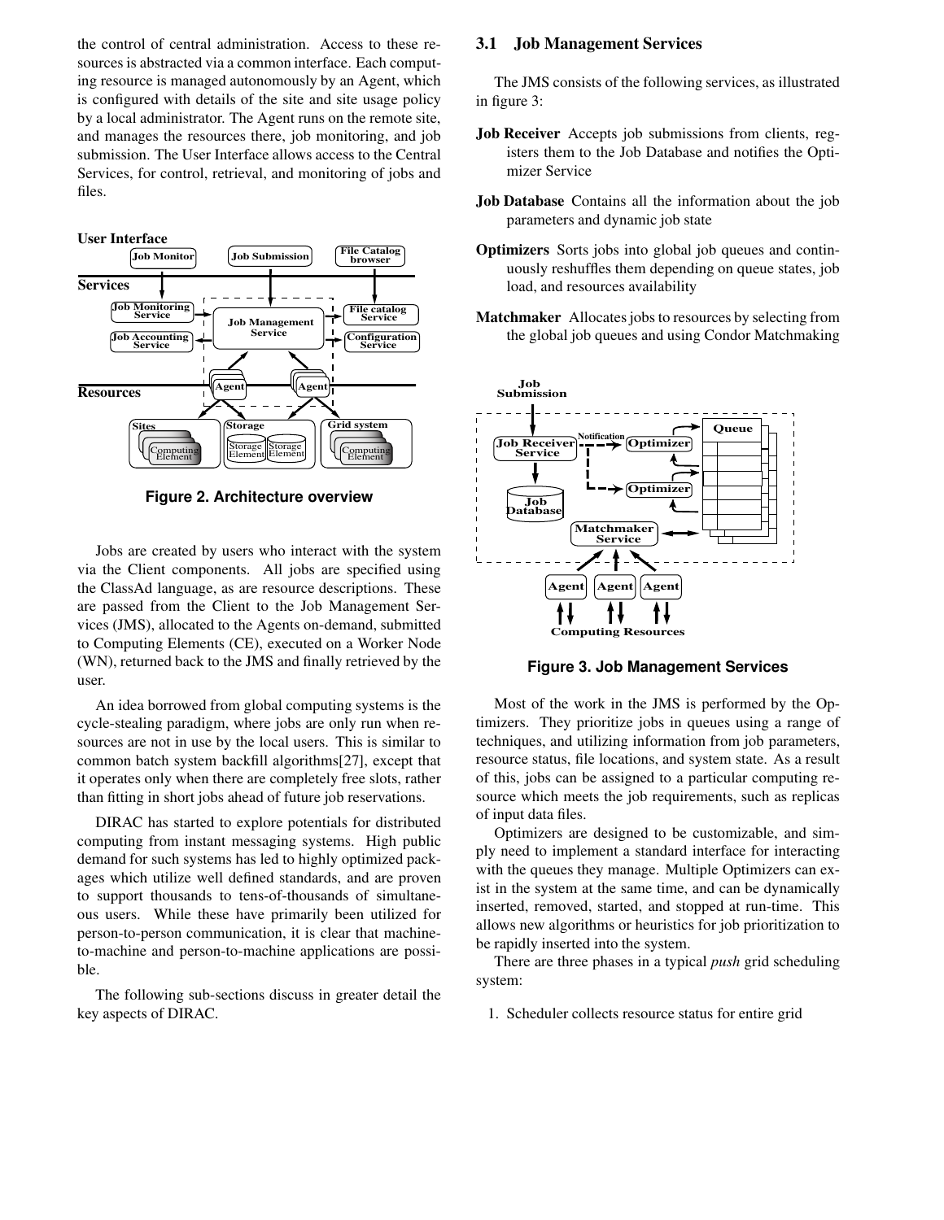the control of central administration. Access to these resources is abstracted via a common interface. Each computing resource is managed autonomously by an Agent, which is configured with details of the site and site usage policy by a local administrator. The Agent runs on the remote site, and manages the resources there, job monitoring, and job submission. The User Interface allows access to the Central Services, for control, retrieval, and monitoring of jobs and files.

**Figure 2. Architecture overview**

Jobs are created by users who interact with the system via the Client components. All jobs are specified using the ClassAd language, as are resource descriptions. These are passed from the Client to the Job Management Services (JMS), allocated to the Agents on-demand, submitted to Computing Elements (CE), executed on a Worker Node (WN), returned back to the JMS and finally retrieved by the user.

An idea borrowed from global computing systems is the cycle-stealing paradigm, where jobs are only run when resources are not in use by the local users. This is similar to common batch system backfill algorithms[27], except that it operates only when there are completely free slots, rather than fitting in short jobs ahead of future job reservations.

DIRAC has started to explore potentials for distributed computing from instant messaging systems. High public demand for such systems has led to highly optimized packages which utilize well defined standards, and are proven to support thousands to tens-of-thousands of simultaneous users. While these have primarily been utilized for person-to-person communication, it is clear that machine-to-machine and person-to-machine applications are possible.

The following sub-sections discuss in greater detail the key aspects of DIRAC.

### 3.1 Job Management Services

The JMS consists of the following services, as illustrated in figure 3:

**Job Receiver** Accepts job submissions from clients, registers them to the Job Database and notifies the Optimizer Service

**Job Database** Contains all the information about the job parameters and dynamic job state

**Optimizers** Sorts jobs into global job queues and continuously reshuffles them depending on queue states, job load, and resources availability

**Matchmaker** Allocates jobs to resources by selecting from the global job queues and using Condor Matchmaking

**Figure 3. Job Management Services**

Most of the work in the JMS is performed by the Optimizers. They prioritize jobs in queues using a range of techniques, and utilizing information from job parameters, resource status, file locations, and system state. As a result of this, jobs can be assigned to a particular computing resource which meets the job requirements, such as replicas of input data files.

Optimizers are designed to be customizable, and simply need to implement a standard interface for interacting with the queues they manage. Multiple Optimizers can exist in the system at the same time, and can be dynamically inserted, removed, started, and stopped at run-time. This allows new algorithms or heuristics for job prioritization to be rapidly inserted into the system.

There are three phases in a typical *push* grid scheduling system:

1. Scheduler collects resource status for entire grid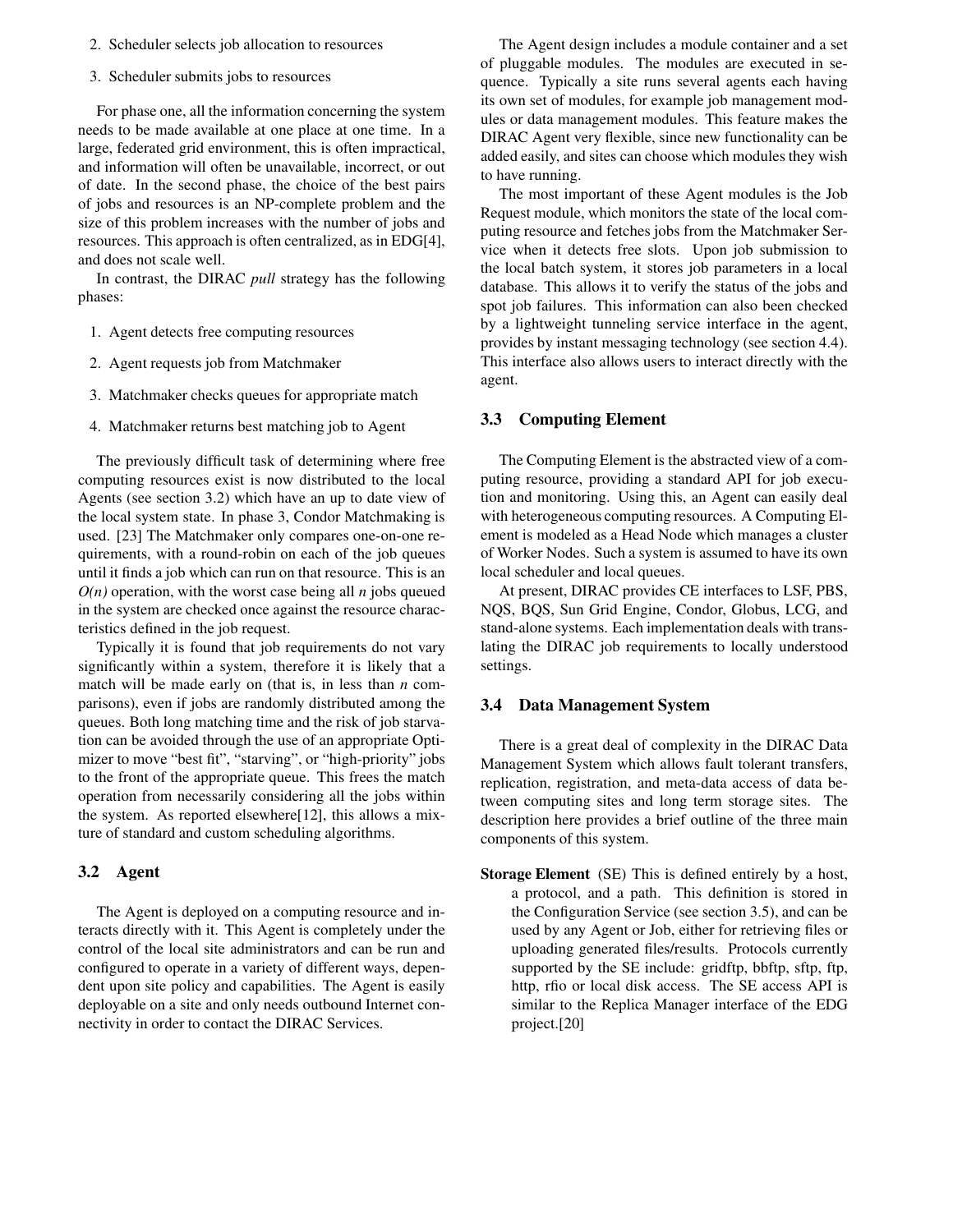2. Scheduler selects job allocation to resources
3. Scheduler submits jobs to resources

For phase one, all the information concerning the system needs to be made available at one place at one time. In a large, federated grid environment, this is often impractical, and information will often be unavailable, incorrect, or out of date. In the second phase, the choice of the best pairs of jobs and resources is an NP-complete problem and the size of this problem increases with the number of jobs and resources. This approach is often centralized, as in EDG[4], and does not scale well.

In contrast, the DIRAC *pull* strategy has the following phases:

1. Agent detects free computing resources
2. Agent requests job from Matchmaker
3. Matchmaker checks queues for appropriate match
4. Matchmaker returns best matching job to Agent

The previously difficult task of determining where free computing resources exist is now distributed to the local Agents (see section 3.2) which have an up to date view of the local system state. In phase 3, Condor Matchmaking is used. [23] The Matchmaker only compares one-on-one requirements, with a round-robin on each of the job queues until it finds a job which can run on that resource. This is an $O(n)$ operation, with the worst case being all $n$ jobs queued in the system are checked once against the resource characteristics defined in the job request.

Typically it is found that job requirements do not vary significantly within a system, therefore it is likely that a match will be made early on (that is, in less than $n$ comparisons), even if jobs are randomly distributed among the queues. Both long matching time and the risk of job starvation can be avoided through the use of an appropriate Optimizer to move "best fit", "starving", or "high-priority" jobs to the front of the appropriate queue. This frees the match operation from necessarily considering all the jobs within the system. As reported elsewhere[12], this allows a mixture of standard and custom scheduling algorithms.

### 3.2 Agent

The Agent is deployed on a computing resource and interacts directly with it. This Agent is completely under the control of the local site administrators and can be run and configured to operate in a variety of different ways, dependent upon site policy and capabilities. The Agent is easily deployable on a site and only needs outbound Internet connectivity in order to contact the DIRAC Services.

The Agent design includes a module container and a set of pluggable modules. The modules are executed in sequence. Typically a site runs several agents each having its own set of modules, for example job management modules or data management modules. This feature makes the DIRAC Agent very flexible, since new functionality can be added easily, and sites can choose which modules they wish to have running.

The most important of these Agent modules is the Job Request module, which monitors the state of the local computing resource and fetches jobs from the Matchmaker Service when it detects free slots. Upon job submission to the local batch system, it stores job parameters in a local database. This allows it to verify the status of the jobs and spot job failures. This information can also been checked by a lightweight tunneling service interface in the agent, provides by instant messaging technology (see section 4.4). This interface also allows users to interact directly with the agent.

### 3.3 Computing Element

The Computing Element is the abstracted view of a computing resource, providing a standard API for job execution and monitoring. Using this, an Agent can easily deal with heterogeneous computing resources. A Computing Element is modeled as a Head Node which manages a cluster of Worker Nodes. Such a system is assumed to have its own local scheduler and local queues.

At present, DIRAC provides CE interfaces to LSF, PBS, NQS, BQS, Sun Grid Engine, Condor, Globus, LCG, and stand-alone systems. Each implementation deals with translating the DIRAC job requirements to locally understood settings.

### 3.4 Data Management System

There is a great deal of complexity in the DIRAC Data Management System which allows fault tolerant transfers, replication, registration, and meta-data access of data between computing sites and long term storage sites. The description here provides a brief outline of the three main components of this system.

**Storage Element** (SE) This is defined entirely by a host, a protocol, and a path. This definition is stored in the Configuration Service (see section 3.5), and can be used by any Agent or Job, either for retrieving files or uploading generated files/results. Protocols currently supported by the SE include: gridftp, bbftp, sftp, ftp, http, rfio or local disk access. The SE access API is similar to the Replica Manager interface of the EDG project.[20]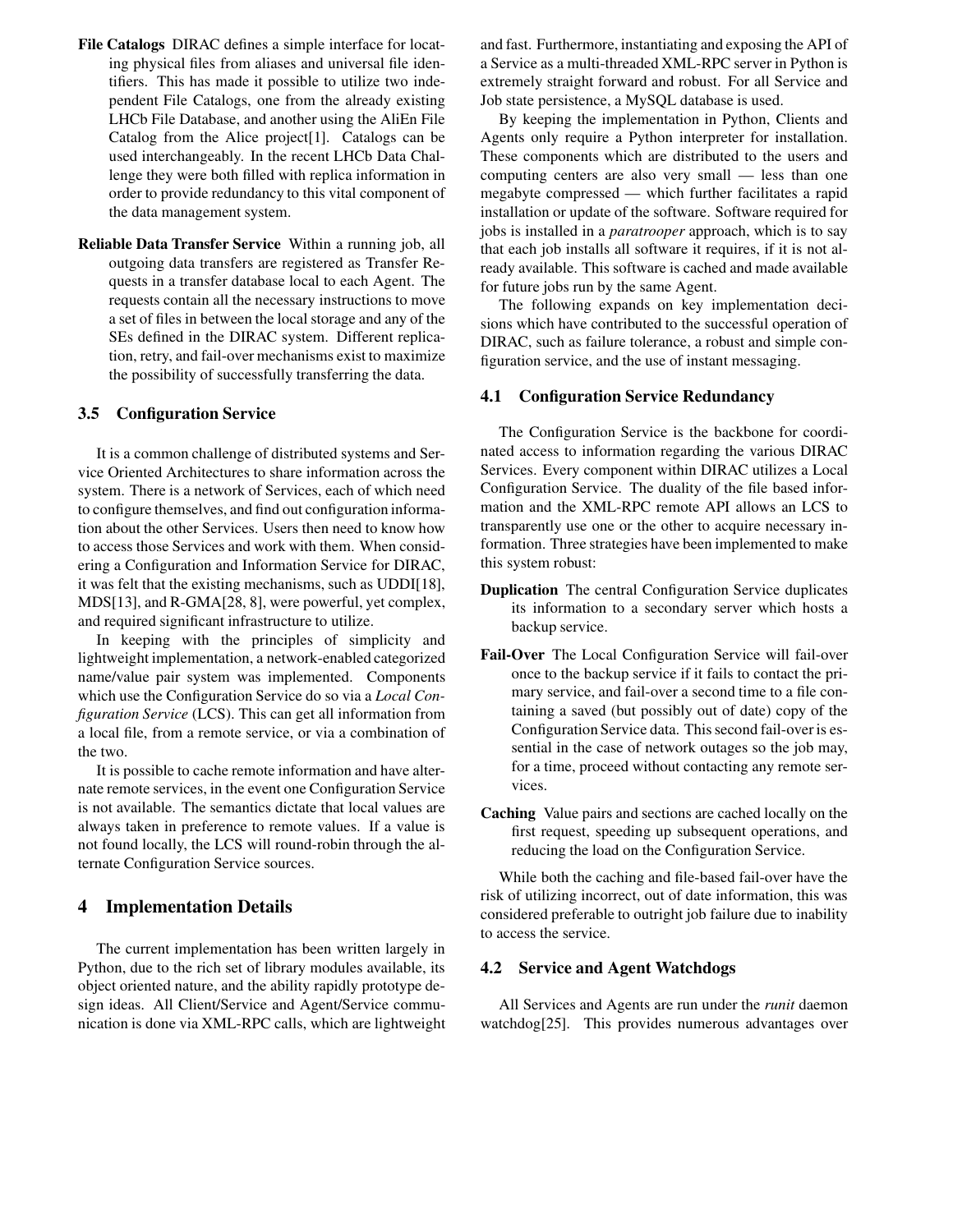**File Catalogs** DIRAC defines a simple interface for locating physical files from aliases and universal file identifiers. This has made it possible to utilize two independent File Catalogs, one from the already existing LHCb File Database, and another using the AliEn File Catalog from the Alice project[1]. Catalogs can be used interchangeably. In the recent LHCb Data Challenge they were both filled with replica information in order to provide redundancy to this vital component of the data management system.

**Reliable Data Transfer Service** Within a running job, all outgoing data transfers are registered as Transfer Requests in a transfer database local to each Agent. The requests contain all the necessary instructions to move a set of files in between the local storage and any of the SEs defined in the DIRAC system. Different replication, retry, and fail-over mechanisms exist to maximize the possibility of successfully transferring the data.

### 3.5 Configuration Service

It is a common challenge of distributed systems and Service Oriented Architectures to share information across the system. There is a network of Services, each of which need to configure themselves, and find out configuration information about the other Services. Users then need to know how to access those Services and work with them. When considering a Configuration and Information Service for DIRAC, it was felt that the existing mechanisms, such as UDDI[18], MDS[13], and R-GMA[28, 8], were powerful, yet complex, and required significant infrastructure to utilize.

In keeping with the principles of simplicity and lightweight implementation, a network-enabled categorized name/value pair system was implemented. Components which use the Configuration Service do so via a *Local Configuration Service* (LCS). This can get all information from a local file, from a remote service, or via a combination of the two.

It is possible to cache remote information and have alternate remote services, in the event one Configuration Service is not available. The semantics dictate that local values are always taken in preference to remote values. If a value is not found locally, the LCS will round-robin through the alternate Configuration Service sources.

## 4 Implementation Details

The current implementation has been written largely in Python, due to the rich set of library modules available, its object oriented nature, and the ability rapidly prototype design ideas. All Client/Service and Agent/Service communication is done via XML-RPC calls, which are lightweight and fast. Furthermore, instantiating and exposing the API of a Service as a multi-threaded XML-RPC server in Python is extremely straight forward and robust. For all Service and Job state persistence, a MySQL database is used.

By keeping the implementation in Python, Clients and Agents only require a Python interpreter for installation. These components which are distributed to the users and computing centers are also very small — less than one megabyte compressed — which further facilitates a rapid installation or update of the software. Software required for jobs is installed in a *paratrooper* approach, which is to say that each job installs all software it requires, if it is not already available. This software is cached and made available for future jobs run by the same Agent.

The following expands on key implementation decisions which have contributed to the successful operation of DIRAC, such as failure tolerance, a robust and simple configuration service, and the use of instant messaging.

### 4.1 Configuration Service Redundancy

The Configuration Service is the backbone for coordinated access to information regarding the various DIRAC Services. Every component within DIRAC utilizes a Local Configuration Service. The duality of the file based information and the XML-RPC remote API allows an LCS to transparently use one or the other to acquire necessary information. Three strategies have been implemented to make this system robust:

**Duplication** The central Configuration Service duplicates its information to a secondary server which hosts a backup service.

**Fail-Over** The Local Configuration Service will fail-over once to the backup service if it fails to contact the primary service, and fail-over a second time to a file containing a saved (but possibly out of date) copy of the Configuration Service data. This second fail-over is essential in the case of network outages so the job may, for a time, proceed without contacting any remote services.

**Caching** Value pairs and sections are cached locally on the first request, speeding up subsequent operations, and reducing the load on the Configuration Service.

While both the caching and file-based fail-over have the risk of utilizing incorrect, out of date information, this was considered preferable to outright job failure due to inability to access the service.

### 4.2 Service and Agent Watchdogs

All Services and Agents are run under the *runit* daemon watchdog[25]. This provides numerous advantages over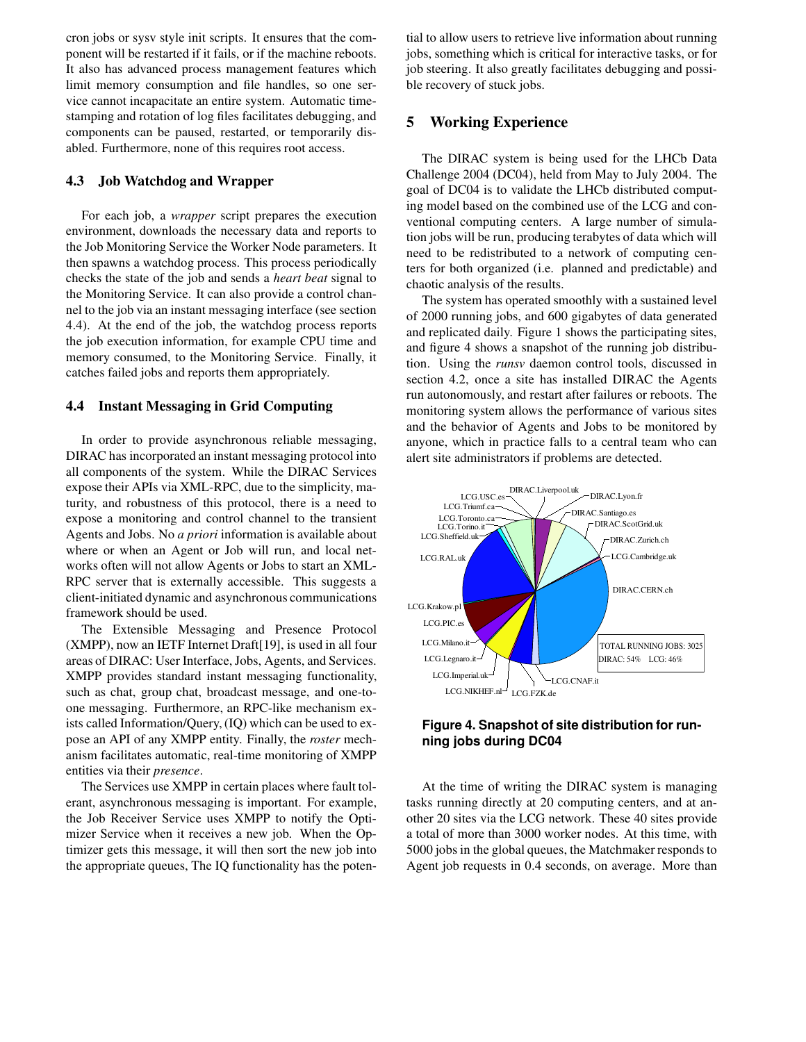cron jobs or sysv style init scripts. It ensures that the component will be restarted if it fails, or if the machine reboots. It also has advanced process management features which limit memory consumption and file handles, so one service cannot incapacitate an entire system. Automatic timestamping and rotation of log files facilitates debugging, and components can be paused, restarted, or temporarily disabled. Furthermore, none of this requires root access.

### 4.3 Job Watchdog and Wrapper

For each job, a *wrapper* script prepares the execution environment, downloads the necessary data and reports to the Job Monitoring Service the Worker Node parameters. It then spawns a watchdog process. This process periodically checks the state of the job and sends a *heart beat* signal to the Monitoring Service. It can also provide a control channel to the job via an instant messaging interface (see section 4.4). At the end of the job, the watchdog process reports the job execution information, for example CPU time and memory consumed, to the Monitoring Service. Finally, it catches failed jobs and reports them appropriately.

### 4.4 Instant Messaging in Grid Computing

In order to provide asynchronous reliable messaging, DIRAC has incorporated an instant messaging protocol into all components of the system. While the DIRAC Services expose their APIs via XML-RPC, due to the simplicity, maturity, and robustness of this protocol, there is a need to expose a monitoring and control channel to the transient Agents and Jobs. No *a priori* information is available about where or when an Agent or Job will run, and local networks often will not allow Agents or Jobs to start an XML-RPC server that is externally accessible. This suggests a client-initiated dynamic and asynchronous communications framework should be used.

The Extensible Messaging and Presence Protocol (XMPP), now an IETF Internet Draft[19], is used in all four areas of DIRAC: User Interface, Jobs, Agents, and Services. XMPP provides standard instant messaging functionality, such as chat, group chat, broadcast message, and one-to-one messaging. Furthermore, an RPC-like mechanism exists called Information/Query, (IQ) which can be used to expose an API of any XMPP entity. Finally, the *roster* mechanism facilitates automatic, real-time monitoring of XMPP entities via their *presence*.

The Services use XMPP in certain places where fault tolerant, asynchronous messaging is important. For example, the Job Receiver Service uses XMPP to notify the Optimizer Service when it receives a new job. When the Optimizer gets this message, it will then sort the new job into the appropriate queues, The IQ functionality has the potential to allow users to retrieve live information about running jobs, something which is critical for interactive tasks, or for job steering. It also greatly facilitates debugging and possible recovery of stuck jobs.

## 5 Working Experience

The DIRAC system is being used for the LHCb Data Challenge 2004 (DC04), held from May to July 2004. The goal of DC04 is to validate the LHCb distributed computing model based on the combined use of the LCG and conventional computing centers. A large number of simulation jobs will be run, producing terabytes of data which will need to be redistributed to a network of computing centers for both organized (i.e. planned and predictable) and chaotic analysis of the results.

The system has operated smoothly with a sustained level of 2000 running jobs, and 600 gigabytes of data generated and replicated daily. Figure 1 shows the participating sites, and figure 4 shows a snapshot of the running job distribution. Using the *runsv* daemon control tools, discussed in section 4.2, once a site has installed DIRAC the Agents run autonomously, and restart after failures or reboots. The monitoring system allows the performance of various sites and the behavior of Agents and Jobs to be monitored by anyone, which in practice falls to a central team who can alert site administrators if problems are detected.

DIRAC.Liverpool.uk
LCG.USC.es
DIRAC.Lyon.fr
LCG.Triumf.ca
DIRAC.Santiago.es
LCG.Toronto.ca
LCG.Torino.it
DIRAC.ScotGrid.uk
LCG.Sheffield.uk
DIRAC.Zurich.ch
LCG.Cambridge.uk
LCG.RAL.uk
DIRAC.CERN.ch
LCG.Krakow.pl
LCG.PIC.es
LCG.Milano.it
TOTAL RUNNING JOBS: 3025
DIRAC: 54% LCG: 46%
LCG.Legnaro.it
LCG.Imperial.uk
LCG.CNAF.it
LCG.NIKHEF.nl
LCG.FZK.de

**Figure 4. Snapshot of site distribution for running jobs during DC04**

At the time of writing the DIRAC system is managing tasks running directly at 20 computing centers, and at another 20 sites via the LCG network. These 40 sites provide a total of more than 3000 worker nodes. At this time, with 5000 jobs in the global queues, the Matchmaker responds to Agent job requests in 0.4 seconds, on average. More than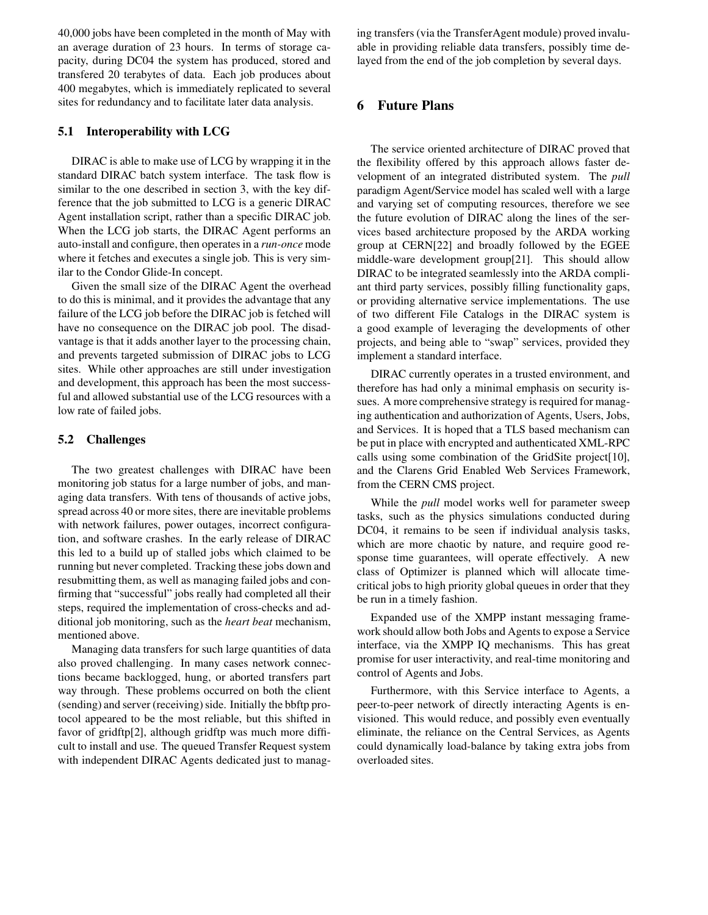40,000 jobs have been completed in the month of May with an average duration of 23 hours. In terms of storage capacity, during DC04 the system has produced, stored and transfered 20 terabytes of data. Each job produces about 400 megabytes, which is immediately replicated to several sites for redundancy and to facilitate later data analysis.

### 5.1 Interoperability with LCG

DIRAC is able to make use of LCG by wrapping it in the standard DIRAC batch system interface. The task flow is similar to the one described in section 3, with the key difference that the job submitted to LCG is a generic DIRAC Agent installation script, rather than a specific DIRAC job. When the LCG job starts, the DIRAC Agent performs an auto-install and configure, then operates in a *run-once* mode where it fetches and executes a single job. This is very similar to the Condor Glide-In concept.

Given the small size of the DIRAC Agent the overhead to do this is minimal, and it provides the advantage that any failure of the LCG job before the DIRAC job is fetched will have no consequence on the DIRAC job pool. The disadvantage is that it adds another layer to the processing chain, and prevents targeted submission of DIRAC jobs to LCG sites. While other approaches are still under investigation and development, this approach has been the most successful and allowed substantial use of the LCG resources with a low rate of failed jobs.

### 5.2 Challenges

The two greatest challenges with DIRAC have been monitoring job status for a large number of jobs, and managing data transfers. With tens of thousands of active jobs, spread across 40 or more sites, there are inevitable problems with network failures, power outages, incorrect configuration, and software crashes. In the early release of DIRAC this led to a build up of stalled jobs which claimed to be running but never completed. Tracking these jobs down and resubmitting them, as well as managing failed jobs and confirming that "successful" jobs really had completed all their steps, required the implementation of cross-checks and additional job monitoring, such as the *heart beat* mechanism, mentioned above.

Managing data transfers for such large quantities of data also proved challenging. In many cases network connections became backlogged, hung, or aborted transfers part way through. These problems occurred on both the client (sending) and server (receiving) side. Initially the bbftp protocol appeared to be the most reliable, but this shifted in favor of gridftp[2], although gridftp was much more difficult to install and use. The queued Transfer Request system with independent DIRAC Agents dedicated just to managing transfers (via the TransferAgent module) proved invaluable in providing reliable data transfers, possibly time delayed from the end of the job completion by several days.

## 6 Future Plans

The service oriented architecture of DIRAC proved that the flexibility offered by this approach allows faster development of an integrated distributed system. The *pull* paradigm Agent/Service model has scaled well with a large and varying set of computing resources, therefore we see the future evolution of DIRAC along the lines of the services based architecture proposed by the ARDA working group at CERN[22] and broadly followed by the EGEE middle-ware development group[21]. This should allow DIRAC to be integrated seamlessly into the ARDA compliant third party services, possibly filling functionality gaps, or providing alternative service implementations. The use of two different File Catalogs in the DIRAC system is a good example of leveraging the developments of other projects, and being able to "swap" services, provided they implement a standard interface.

DIRAC currently operates in a trusted environment, and therefore has had only a minimal emphasis on security issues. A more comprehensive strategy is required for managing authentication and authorization of Agents, Users, Jobs, and Services. It is hoped that a TLS based mechanism can be put in place with encrypted and authenticated XML-RPC calls using some combination of the GridSite project[10], and the Clarens Grid Enabled Web Services Framework, from the CERN CMS project.

While the *pull* model works well for parameter sweep tasks, such as the physics simulations conducted during DC04, it remains to be seen if individual analysis tasks, which are more chaotic by nature, and require good response time guarantees, will operate effectively. A new class of Optimizer is planned which will allocate time-critical jobs to high priority global queues in order that they be run in a timely fashion.

Expanded use of the XMPP instant messaging framework should allow both Jobs and Agents to expose a Service interface, via the XMPP IQ mechanisms. This has great promise for user interactivity, and real-time monitoring and control of Agents and Jobs.

Furthermore, with this Service interface to Agents, a peer-to-peer network of directly interacting Agents is envisioned. This would reduce, and possibly even eventually eliminate, the reliance on the Central Services, as Agents could dynamically load-balance by taking extra jobs from overloaded sites.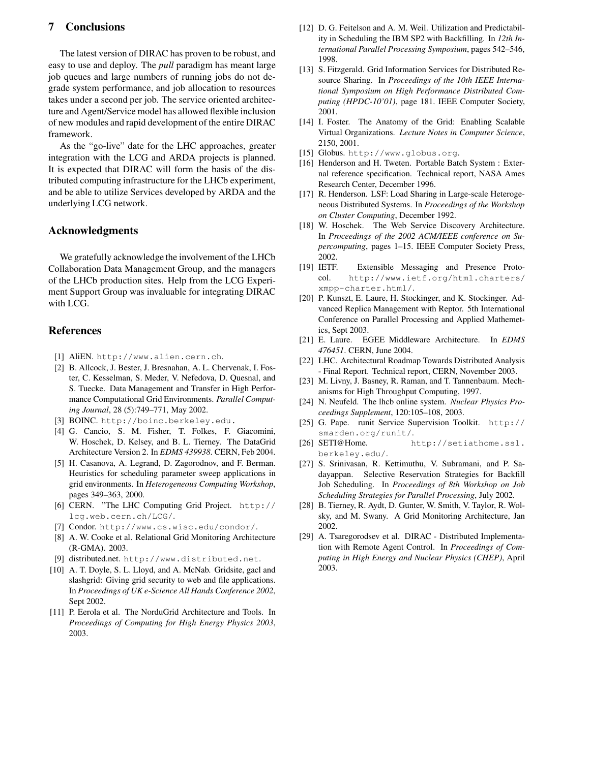## 7 Conclusions

The latest version of DIRAC has proven to be robust, and easy to use and deploy. The *pull* paradigm has meant large job queues and large numbers of running jobs do not degrade system performance, and job allocation to resources takes under a second per job. The service oriented architecture and Agent/Service model has allowed flexible inclusion of new modules and rapid development of the entire DIRAC framework.

As the "go-live" date for the LHC approaches, greater integration with the LCG and ARDA projects is planned. It is expected that DIRAC will form the basis of the distributed computing infrastructure for the LHCb experiment, and be able to utilize Services developed by ARDA and the underlying LCG network.

## Acknowledgments

We gratefully acknowledge the involvement of the LHCb Collaboration Data Management Group, and the managers of the LHCb production sites. Help from the LCG Experiment Support Group was invaluable for integrating DIRAC with LCG.

## References

[1] AliEN. http://www.alien.cern.ch.

[2] B. Allcock, J. Bester, J. Bresnahan, A. L. Chervenak, I. Foster, C. Kesselman, S. Meder, V. Nefedova, D. Quesnal, and S. Tuecke. Data Management and Transfer in High Performance Computational Grid Environments. *Parallel Computing Journal*, 28 (5):749–771, May 2002.

[3] BOINC. http://boinc.berkeley.edu.

[4] G. Cancio, S. M. Fisher, T. Folkes, F. Giacomini, W. Hoschek, D. Kelsey, and B. L. Tierney. The DataGrid Architecture Version 2. In *EDMS 439938*. CERN, Feb 2004.

[5] H. Casanova, A. Legrand, D. Zagorodnov, and F. Berman. Heuristics for scheduling parameter sweep applications in grid environments. In *Heterogeneous Computing Workshop*, pages 349–363, 2000.

[6] CERN. "The LHC Computing Grid Project. http://lcg.web.cern.ch/LCG/.

[7] Condor. http://www.cs.wisc.edu/condor/.

[8] A. W. Cooke et al. Relational Grid Monitoring Architecture (R-GMA). 2003.

[9] distributed.net. http://www.distributed.net.

[10] A. T. Doyle, S. L. Lloyd, and A. McNab. Gridsite, gacl and slashgrid: Giving grid security to web and file applications. In *Proceedings of UK e-Science All Hands Conference 2002*, Sept 2002.

[11] P. Eerola et al. The NorduGrid Architecture and Tools. In *Proceedings of Computing for High Energy Physics 2003*, 2003.

[12] D. G. Feitelson and A. M. Weil. Utilization and Predictability in Scheduling the IBM SP2 with Backfilling. In *12th International Parallel Processing Symposium*, pages 542–546, 1998.

[13] S. Fitzgerald. Grid Information Services for Distributed Resource Sharing. In *Proceedings of the 10th IEEE International Symposium on High Performance Distributed Computing (HPDC-10'01)*, page 181. IEEE Computer Society, 2001.

[14] I. Foster. The Anatomy of the Grid: Enabling Scalable Virtual Organizations. *Lecture Notes in Computer Science*, 2150, 2001.

[15] Globus. http://www.globus.org.

[16] Henderson and H. Tweten. Portable Batch System : External reference specification. Technical report, NASA Ames Research Center, December 1996.

[17] R. Henderson. LSF: Load Sharing in Large-scale Heterogeneous Distributed Systems. In *Proceedings of the Workshop on Cluster Computing*, December 1992.

[18] W. Hoschek. The Web Service Discovery Architecture. In *Proceedings of the 2002 ACM/IEEE conference on Supercomputing*, pages 1–15. IEEE Computer Society Press, 2002.

[19] IETF. Extensible Messaging and Presence Protocol. http://www.ietf.org/html.charters/xmpp-charter.html/.

[20] P. Kunszt, E. Laure, H. Stockinger, and K. Stockinger. Advanced Replica Management with Reptor. 5th International Conference on Parallel Processing and Applied Mathemetics, Sept 2003.

[21] E. Laure. EGEE Middleware Architecture. In *EDMS 476451*. CERN, June 2004.

[22] LHC. Architectural Roadmap Towards Distributed Analysis - Final Report. Technical report, CERN, November 2003.

[23] M. Livny, J. Basney, R. Raman, and T. Tannenbaum. Mechanisms for High Throughput Computing, 1997.

[24] N. Neufeld. The lhcb online system. *Nuclear Physics Proceedings Supplement*, 120:105–108, 2003.

[25] G. Pape. runit Service Supervision Toolkit. http://smarden.org/runit/.

[26] SETI@Home. http://setiathome.ssl.berkeley.edu/.

[27] S. Srinivasan, R. Kettimuthu, V. Subramani, and P. Sadayappan. Selective Reservation Strategies for Backfill Job Scheduling. In *Proceedings of 8th Workshop on Job Scheduling Strategies for Parallel Processing*, July 2002.

[28] B. Tierney, R. Aydt, D. Gunter, W. Smith, V. Taylor, R. Wolsky, and M. Swany. A Grid Monitoring Architecture, Jan 2002.

[29] A. Tsaregorodsev et al. DIRAC - Distributed Implementation with Remote Agent Control. In *Proceedings of Computing in High Energy and Nuclear Physics (CHEP)*, April 2003.